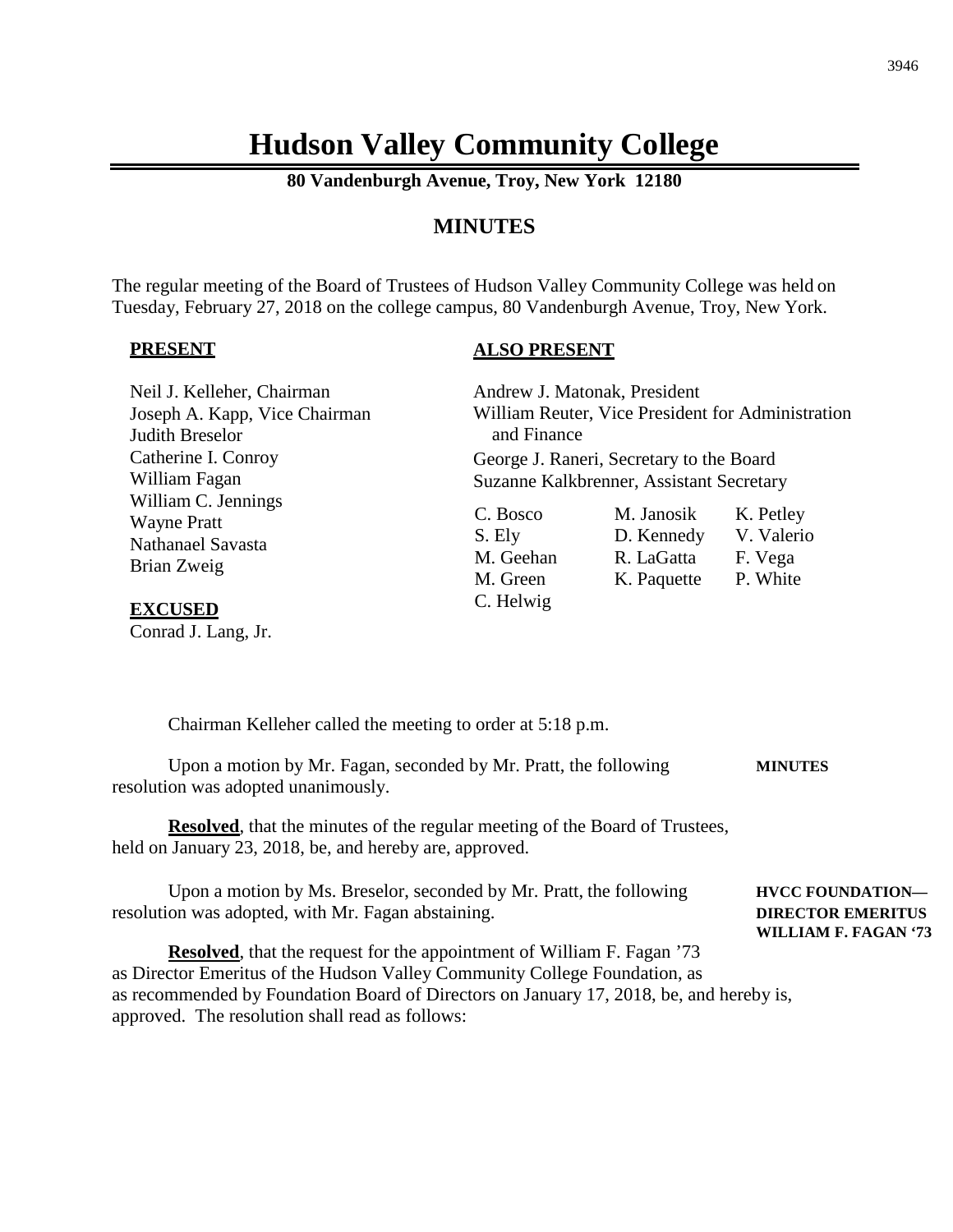# Hudson Valley Community College

**80 Vandenburgh Avenue, Troy, New York 12180**

## MINUTES

The regular meeting of the Board of Trustees of Hudson Valley Community College was held on Tuesday, February 27, 2018 on the college campus, 80 Vandenburgh Avenue, Troy, New York.

**PRESENT**

Neil J. Kelleher, Chairman
Joseph A. Kapp, Vice Chairman
Judith Breselor
Catherine I. Conroy
William Fagan
William C. Jennings
Wayne Pratt
Nathanael Savasta
Brian Zweig

**EXCUSED**

Conrad J. Lang, Jr.

**ALSO PRESENT**

Andrew J. Matonak, President
William Reuter, Vice President for Administration and Finance
George J. Raneri, Secretary to the Board
Suzanne Kalkbrenner, Assistant Secretary

| | | |
|---|---|---|
| C. Bosco | M. Janosik | K. Petley |
| S. Ely | D. Kennedy | V. Valerio |
| M. Geehan | R. LaGatta | F. Vega |
| M. Green | K. Paquette | P. White |
| C. Helwig | | |

Chairman Kelleher called the meeting to order at 5:18 p.m.

**MINUTES**

Upon a motion by Mr. Fagan, seconded by Mr. Pratt, the following resolution was adopted unanimously.

**Resolved**, that the minutes of the regular meeting of the Board of Trustees, held on January 23, 2018, be, and hereby are, approved.

**HVCC FOUNDATION—DIRECTOR EMERITUS WILLIAM F. FAGAN '73**

Upon a motion by Ms. Breselor, seconded by Mr. Pratt, the following resolution was adopted, with Mr. Fagan abstaining.

**Resolved**, that the request for the appointment of William F. Fagan '73 as Director Emeritus of the Hudson Valley Community College Foundation, as as recommended by Foundation Board of Directors on January 17, 2018, be, and hereby is, approved. The resolution shall read as follows: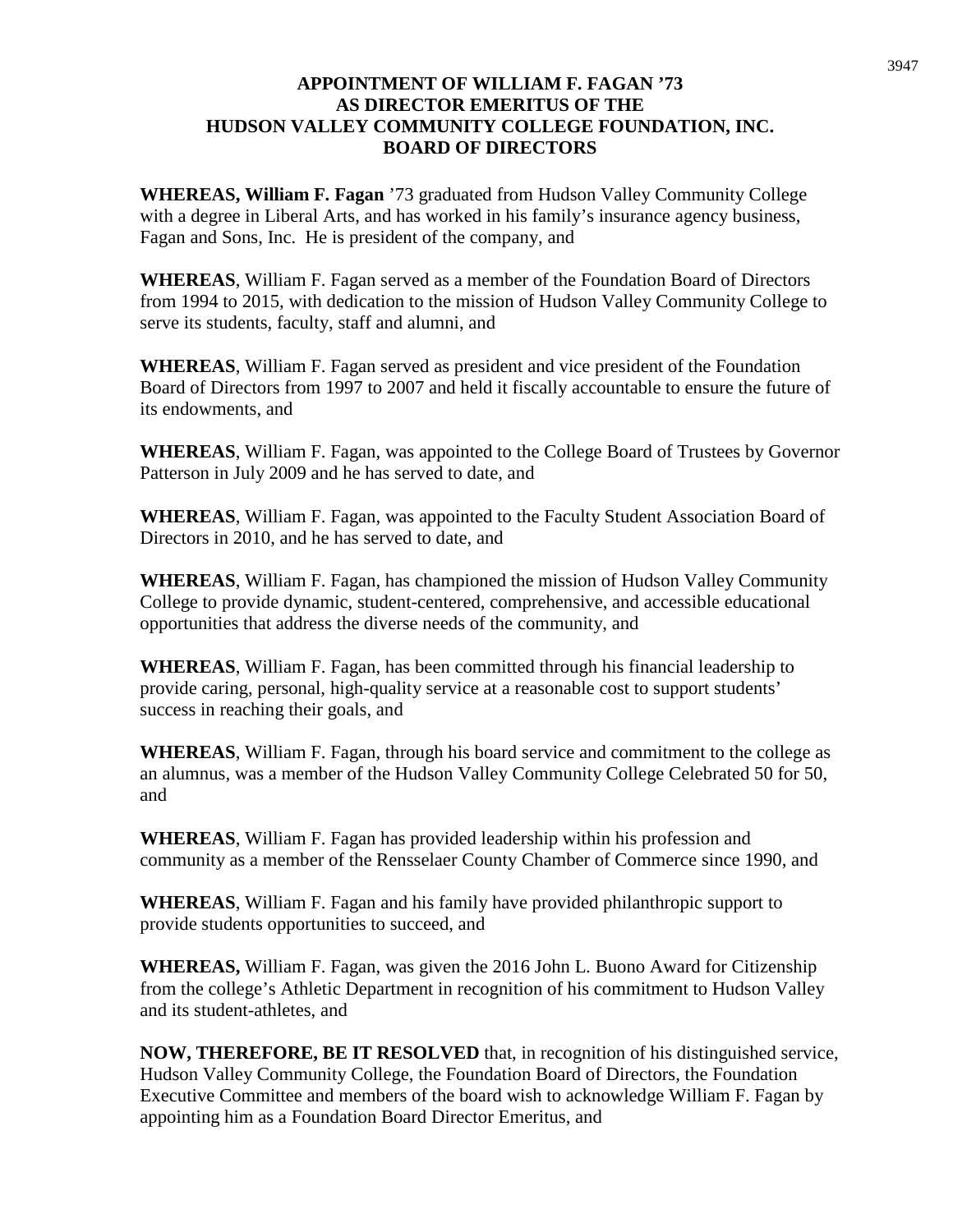# APPOINTMENT OF WILLIAM F. FAGAN '73 AS DIRECTOR EMERITUS OF THE HUDSON VALLEY COMMUNITY COLLEGE FOUNDATION, INC. BOARD OF DIRECTORS

**WHEREAS, William F. Fagan** '73 graduated from Hudson Valley Community College with a degree in Liberal Arts, and has worked in his family's insurance agency business, Fagan and Sons, Inc. He is president of the company, and

**WHEREAS**, William F. Fagan served as a member of the Foundation Board of Directors from 1994 to 2015, with dedication to the mission of Hudson Valley Community College to serve its students, faculty, staff and alumni, and

**WHEREAS**, William F. Fagan served as president and vice president of the Foundation Board of Directors from 1997 to 2007 and held it fiscally accountable to ensure the future of its endowments, and

**WHEREAS**, William F. Fagan, was appointed to the College Board of Trustees by Governor Patterson in July 2009 and he has served to date, and

**WHEREAS**, William F. Fagan, was appointed to the Faculty Student Association Board of Directors in 2010, and he has served to date, and

**WHEREAS**, William F. Fagan, has championed the mission of Hudson Valley Community College to provide dynamic, student-centered, comprehensive, and accessible educational opportunities that address the diverse needs of the community, and

**WHEREAS**, William F. Fagan, has been committed through his financial leadership to provide caring, personal, high-quality service at a reasonable cost to support students' success in reaching their goals, and

**WHEREAS**, William F. Fagan, through his board service and commitment to the college as an alumnus, was a member of the Hudson Valley Community College Celebrated 50 for 50, and

**WHEREAS**, William F. Fagan has provided leadership within his profession and community as a member of the Rensselaer County Chamber of Commerce since 1990, and

**WHEREAS**, William F. Fagan and his family have provided philanthropic support to provide students opportunities to succeed, and

**WHEREAS,** William F. Fagan, was given the 2016 John L. Buono Award for Citizenship from the college's Athletic Department in recognition of his commitment to Hudson Valley and its student-athletes, and

**NOW, THEREFORE, BE IT RESOLVED** that, in recognition of his distinguished service, Hudson Valley Community College, the Foundation Board of Directors, the Foundation Executive Committee and members of the board wish to acknowledge William F. Fagan by appointing him as a Foundation Board Director Emeritus, and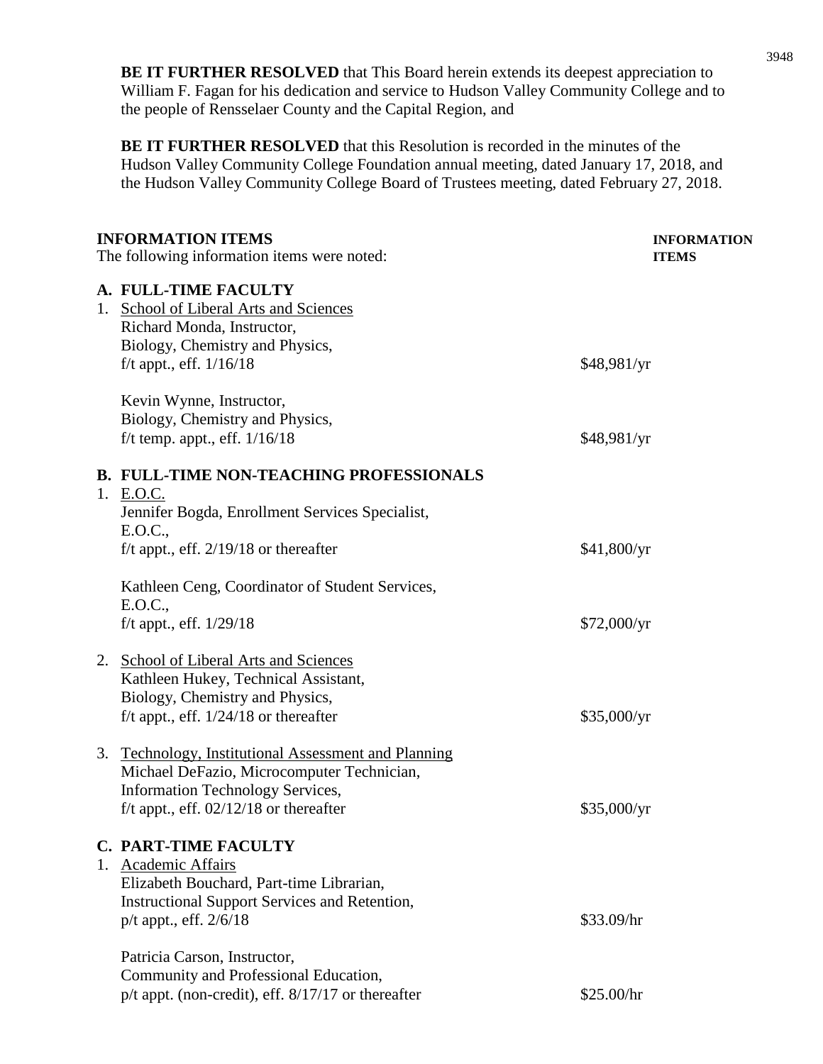**BE IT FURTHER RESOLVED** that This Board herein extends its deepest appreciation to William F. Fagan for his dedication and service to Hudson Valley Community College and to the people of Rensselaer County and the Capital Region, and

**BE IT FURTHER RESOLVED** that this Resolution is recorded in the minutes of the Hudson Valley Community College Foundation annual meeting, dated January 17, 2018, and the Hudson Valley Community College Board of Trustees meeting, dated February 27, 2018.

**INFORMATION ITEMS** — **INFORMATION ITEMS**

The following information items were noted:

**A. FULL-TIME FACULTY**

1. School of Liberal Arts and Sciences

   Richard Monda, Instructor,
   Biology, Chemistry and Physics,
   f/t appt., eff. 1/16/18 — $48,981/yr

   Kevin Wynne, Instructor,
   Biology, Chemistry and Physics,
   f/t temp. appt., eff. 1/16/18 — $48,981/yr

**B. FULL-TIME NON-TEACHING PROFESSIONALS**

1. E.O.C.

   Jennifer Bogda, Enrollment Services Specialist,
   E.O.C.,
   f/t appt., eff. 2/19/18 or thereafter — $41,800/yr

   Kathleen Ceng, Coordinator of Student Services,
   E.O.C.,
   f/t appt., eff. 1/29/18 — $72,000/yr

2. School of Liberal Arts and Sciences

   Kathleen Hukey, Technical Assistant,
   Biology, Chemistry and Physics,
   f/t appt., eff. 1/24/18 or thereafter — $35,000/yr

3. Technology, Institutional Assessment and Planning

   Michael DeFazio, Microcomputer Technician,
   Information Technology Services,
   f/t appt., eff. 02/12/18 or thereafter — $35,000/yr

**C. PART-TIME FACULTY**

1. Academic Affairs

   Elizabeth Bouchard, Part-time Librarian,
   Instructional Support Services and Retention,
   p/t appt., eff. 2/6/18 — $33.09/hr

   Patricia Carson, Instructor,
   Community and Professional Education,
   p/t appt. (non-credit), eff. 8/17/17 or thereafter — $25.00/hr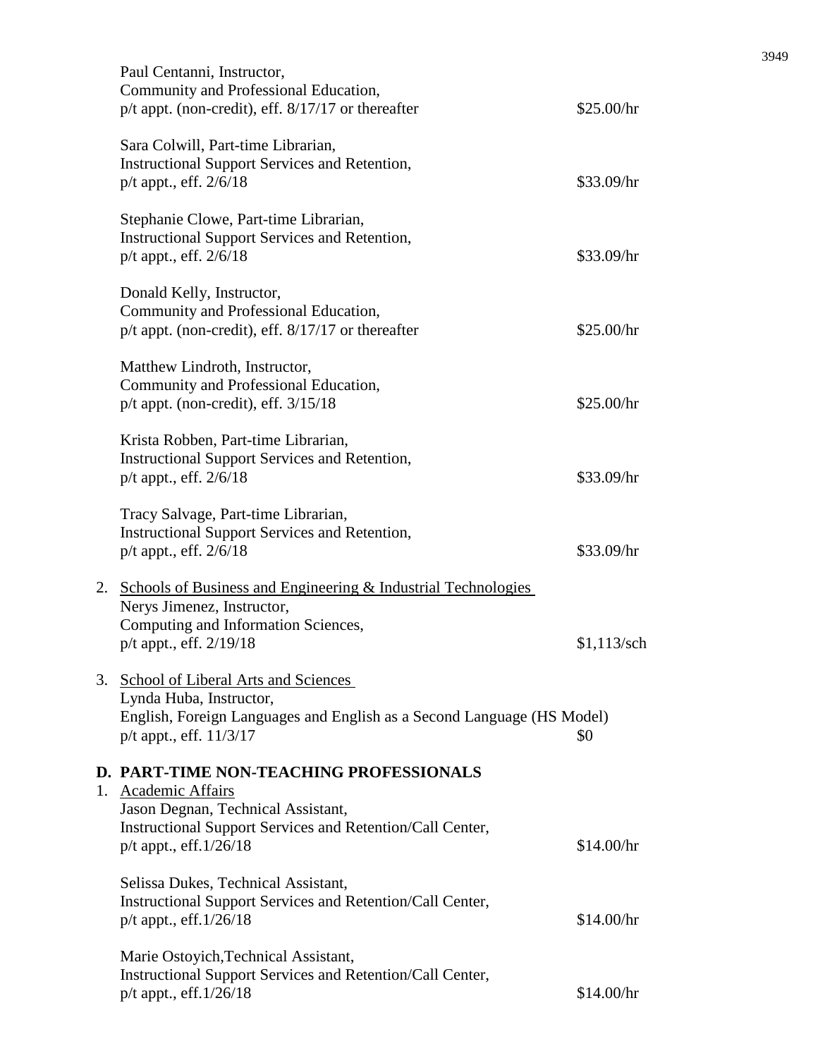Paul Centanni, Instructor,
Community and Professional Education,
p/t appt. (non-credit), eff. 8/17/17 or thereafter — $25.00/hr

Sara Colwill, Part-time Librarian,
Instructional Support Services and Retention,
p/t appt., eff. 2/6/18 — $33.09/hr

Stephanie Clowe, Part-time Librarian,
Instructional Support Services and Retention,
p/t appt., eff. 2/6/18 — $33.09/hr

Donald Kelly, Instructor,
Community and Professional Education,
p/t appt. (non-credit), eff. 8/17/17 or thereafter — $25.00/hr

Matthew Lindroth, Instructor,
Community and Professional Education,
p/t appt. (non-credit), eff. 3/15/18 — $25.00/hr

Krista Robben, Part-time Librarian,
Instructional Support Services and Retention,
p/t appt., eff. 2/6/18 — $33.09/hr

Tracy Salvage, Part-time Librarian,
Instructional Support Services and Retention,
p/t appt., eff. 2/6/18 — $33.09/hr

2. Schools of Business and Engineering & Industrial Technologies
   Nerys Jimenez, Instructor,
   Computing and Information Sciences,
   p/t appt., eff. 2/19/18 — $1,113/sch

3. School of Liberal Arts and Sciences
   Lynda Huba, Instructor,
   English, Foreign Languages and English as a Second Language (HS Model)
   p/t appt., eff. 11/3/17 — $0

## D. PART-TIME NON-TEACHING PROFESSIONALS

1. Academic Affairs
   Jason Degnan, Technical Assistant,
   Instructional Support Services and Retention/Call Center,
   p/t appt., eff.1/26/18 — $14.00/hr

   Selissa Dukes, Technical Assistant,
   Instructional Support Services and Retention/Call Center,
   p/t appt., eff.1/26/18 — $14.00/hr

   Marie Ostoyich,Technical Assistant,
   Instructional Support Services and Retention/Call Center,
   p/t appt., eff.1/26/18 — $14.00/hr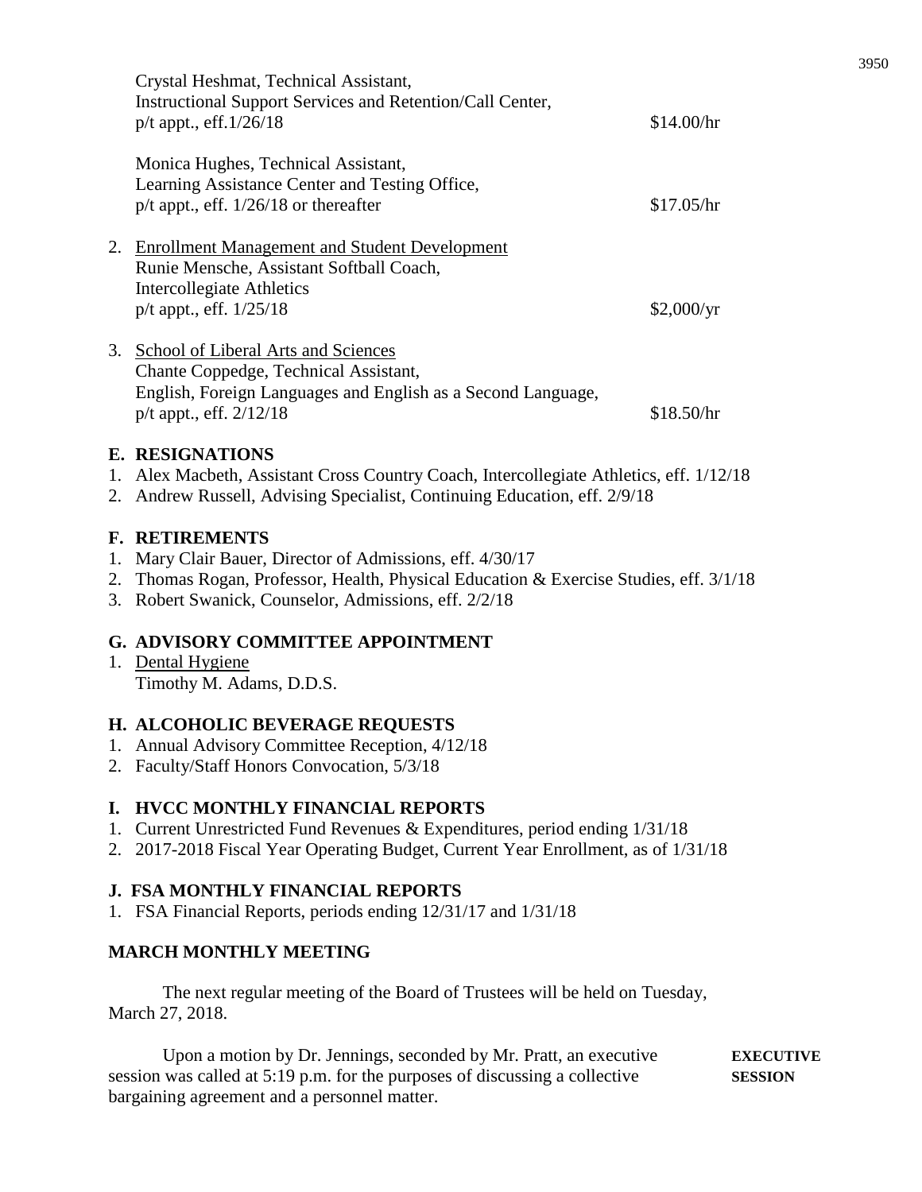Crystal Heshmat, Technical Assistant,
Instructional Support Services and Retention/Call Center,
p/t appt., eff.1/26/18 — $14.00/hr

Monica Hughes, Technical Assistant,
Learning Assistance Center and Testing Office,
p/t appt., eff. 1/26/18 or thereafter — $17.05/hr

2. Enrollment Management and Student Development
   Runie Mensche, Assistant Softball Coach,
   Intercollegiate Athletics
   p/t appt., eff. 1/25/18 — $2,000/yr

3. School of Liberal Arts and Sciences
   Chante Coppedge, Technical Assistant,
   English, Foreign Languages and English as a Second Language,
   p/t appt., eff. 2/12/18 — $18.50/hr

**E. RESIGNATIONS**

1. Alex Macbeth, Assistant Cross Country Coach, Intercollegiate Athletics, eff. 1/12/18
2. Andrew Russell, Advising Specialist, Continuing Education, eff. 2/9/18

**F. RETIREMENTS**

1. Mary Clair Bauer, Director of Admissions, eff. 4/30/17
2. Thomas Rogan, Professor, Health, Physical Education & Exercise Studies, eff. 3/1/18
3. Robert Swanick, Counselor, Admissions, eff. 2/2/18

**G. ADVISORY COMMITTEE APPOINTMENT**

1. Dental Hygiene
   Timothy M. Adams, D.D.S.

**H. ALCOHOLIC BEVERAGE REQUESTS**

1. Annual Advisory Committee Reception, 4/12/18
2. Faculty/Staff Honors Convocation, 5/3/18

**I. HVCC MONTHLY FINANCIAL REPORTS**

1. Current Unrestricted Fund Revenues & Expenditures, period ending 1/31/18
2. 2017-2018 Fiscal Year Operating Budget, Current Year Enrollment, as of 1/31/18

**J. FSA MONTHLY FINANCIAL REPORTS**

1. FSA Financial Reports, periods ending 12/31/17 and 1/31/18

**MARCH MONTHLY MEETING**

The next regular meeting of the Board of Trustees will be held on Tuesday, March 27, 2018.

**EXECUTIVE SESSION**

Upon a motion by Dr. Jennings, seconded by Mr. Pratt, an executive session was called at 5:19 p.m. for the purposes of discussing a collective bargaining agreement and a personnel matter.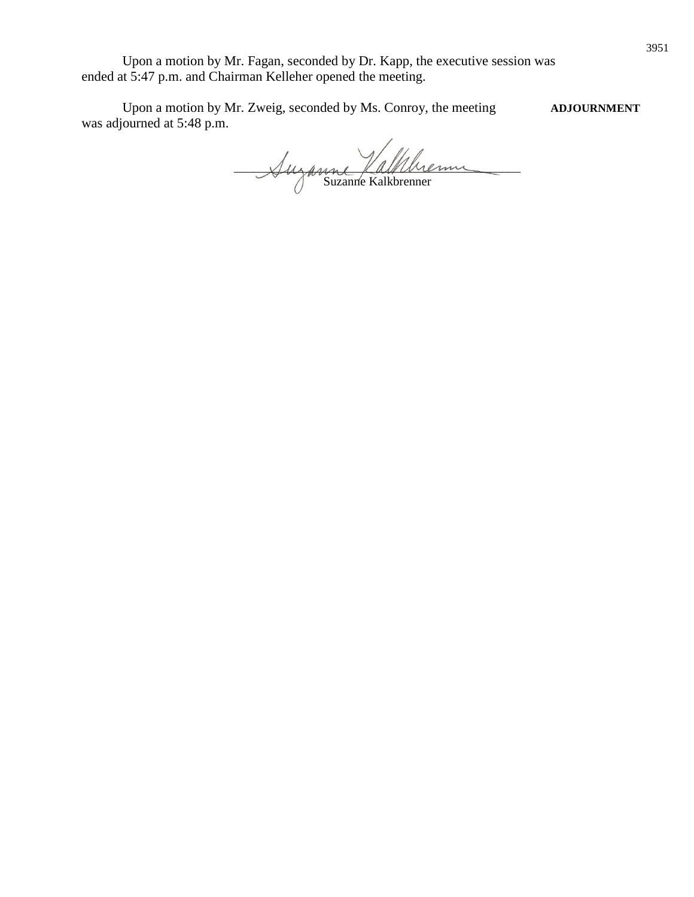Upon a motion by Mr. Fagan, seconded by Dr. Kapp, the executive session was ended at 5:47 p.m. and Chairman Kelleher opened the meeting.

**ADJOURNMENT**

Upon a motion by Mr. Zweig, seconded by Ms. Conroy, the meeting was adjourned at 5:48 p.m.

Suzanne Kalkbrenner